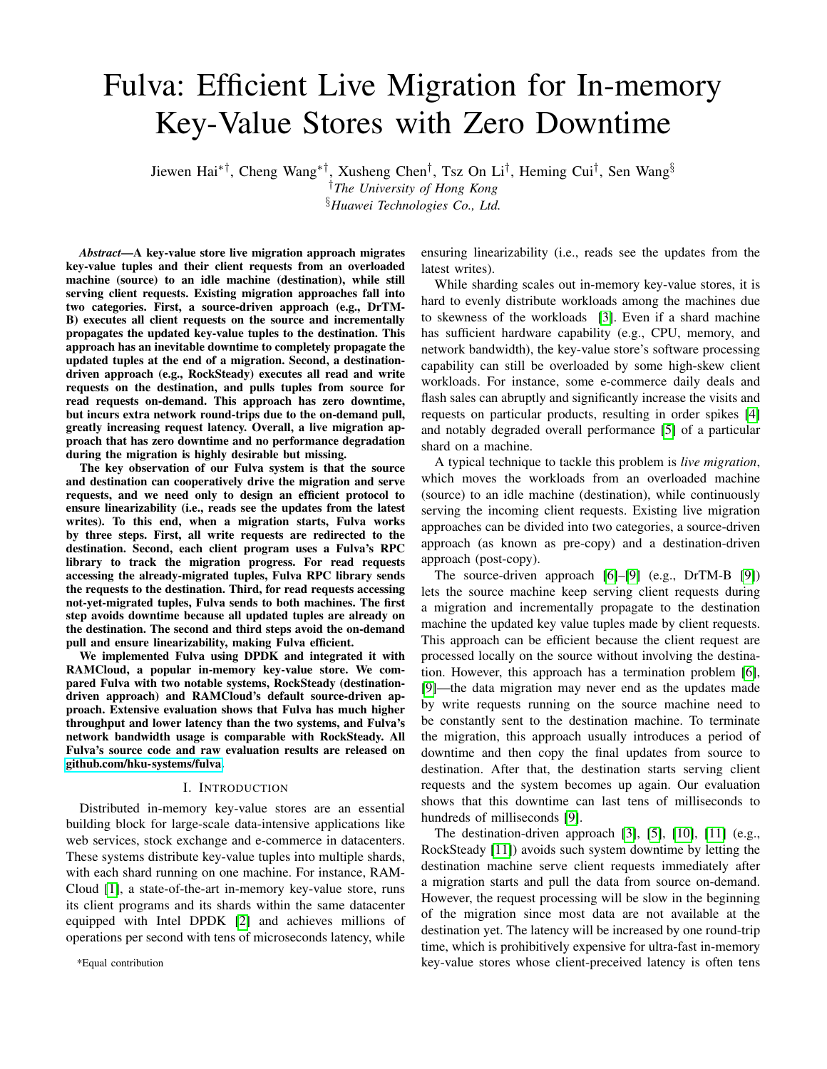# Fulva: Efficient Live Migration for In-memory Key-Value Stores with Zero Downtime

Jiewen Hai*†, Cheng Wang*†, Xusheng Chen†, Tsz On Li†, Heming Cui†, Sen Wang§

†*The University of Hong Kong*

§*Huawei Technologies Co., Ltd.*

***Abstract*—A key-value store live migration approach migrates key-value tuples and their client requests from an overloaded machine (source) to an idle machine (destination), while still serving client requests. Existing migration approaches fall into two categories. First, a source-driven approach (e.g., DrTM-B) executes all client requests on the source and incrementally propagates the updated key-value tuples to the destination. This approach has an inevitable downtime to completely propagate the updated tuples at the end of a migration. Second, a destination-driven approach (e.g., RockSteady) executes all read and write requests on the destination, and pulls tuples from source for read requests on-demand. This approach has zero downtime, but incurs extra network round-trips due to the on-demand pull, greatly increasing request latency. Overall, a live migration approach that has zero downtime and no performance degradation during the migration is highly desirable but missing.**

**The key observation of our Fulva system is that the source and destination can cooperatively drive the migration and serve requests, and we need only to design an efficient protocol to ensure linearizability (i.e., reads see the updates from the latest writes). To this end, when a migration starts, Fulva works by three steps. First, all write requests are redirected to the destination. Second, each client program uses a Fulva's RPC library to track the migration progress. For read requests accessing the already-migrated tuples, Fulva RPC library sends the requests to the destination. Third, for read requests accessing not-yet-migrated tuples, Fulva sends to both machines. The first step avoids downtime because all updated tuples are already on the destination. The second and third steps avoid the on-demand pull and ensure linearizability, making Fulva efficient.**

**We implemented Fulva using DPDK and integrated it with RAMCloud, a popular in-memory key-value store. We compared Fulva with two notable systems, RockSteady (destination-driven approach) and RAMCloud's default source-driven approach. Extensive evaluation shows that Fulva has much higher throughput and lower latency than the two systems, and Fulva's network bandwidth usage is comparable with RockSteady. All Fulva's source code and raw evaluation results are released on github.com/hku-systems/fulva.**

## I. Introduction

Distributed in-memory key-value stores are an essential building block for large-scale data-intensive applications like web services, stock exchange and e-commerce in datacenters. These systems distribute key-value tuples into multiple shards, with each shard running on one machine. For instance, RAMCloud [1], a state-of-the-art in-memory key-value store, runs its client programs and its shards within the same datacenter equipped with Intel DPDK [2] and achieves millions of operations per second with tens of microseconds latency, while ensuring linearizability (i.e., reads see the updates from the latest writes).

While sharding scales out in-memory key-value stores, it is hard to evenly distribute workloads among the machines due to skewness of the workloads [3]. Even if a shard machine has sufficient hardware capability (e.g., CPU, memory, and network bandwidth), the key-value store's software processing capability can still be overloaded by some high-skew client workloads. For instance, some e-commerce daily deals and flash sales can abruptly and significantly increase the visits and requests on particular products, resulting in order spikes [4] and notably degraded overall performance [5] of a particular shard on a machine.

A typical technique to tackle this problem is *live migration*, which moves the workloads from an overloaded machine (source) to an idle machine (destination), while continuously serving the incoming client requests. Existing live migration approaches can be divided into two categories, a source-driven approach (as known as pre-copy) and a destination-driven approach (post-copy).

The source-driven approach [6]–[9] (e.g., DrTM-B [9]) lets the source machine keep serving client requests during a migration and incrementally propagate to the destination machine the updated key value tuples made by client requests. This approach can be efficient because the client request are processed locally on the source without involving the destination. However, this approach has a termination problem [6], [9]—the data migration may never end as the updates made by write requests running on the source machine need to be constantly sent to the destination machine. To terminate the migration, this approach usually introduces a period of downtime and then copy the final updates from source to destination. After that, the destination starts serving client requests and the system becomes up again. Our evaluation shows that this downtime can last tens of milliseconds to hundreds of milliseconds [9].

The destination-driven approach [3], [5], [10], [11] (e.g., RockSteady [11]) avoids such system downtime by letting the destination machine serve client requests immediately after a migration starts and pull the data from source on-demand. However, the request processing will be slow in the beginning of the migration since most data are not available at the destination yet. The latency will be increased by one round-trip time, which is prohibitively expensive for ultra-fast in-memory key-value stores whose client-preceived latency is often tens

*Equal contribution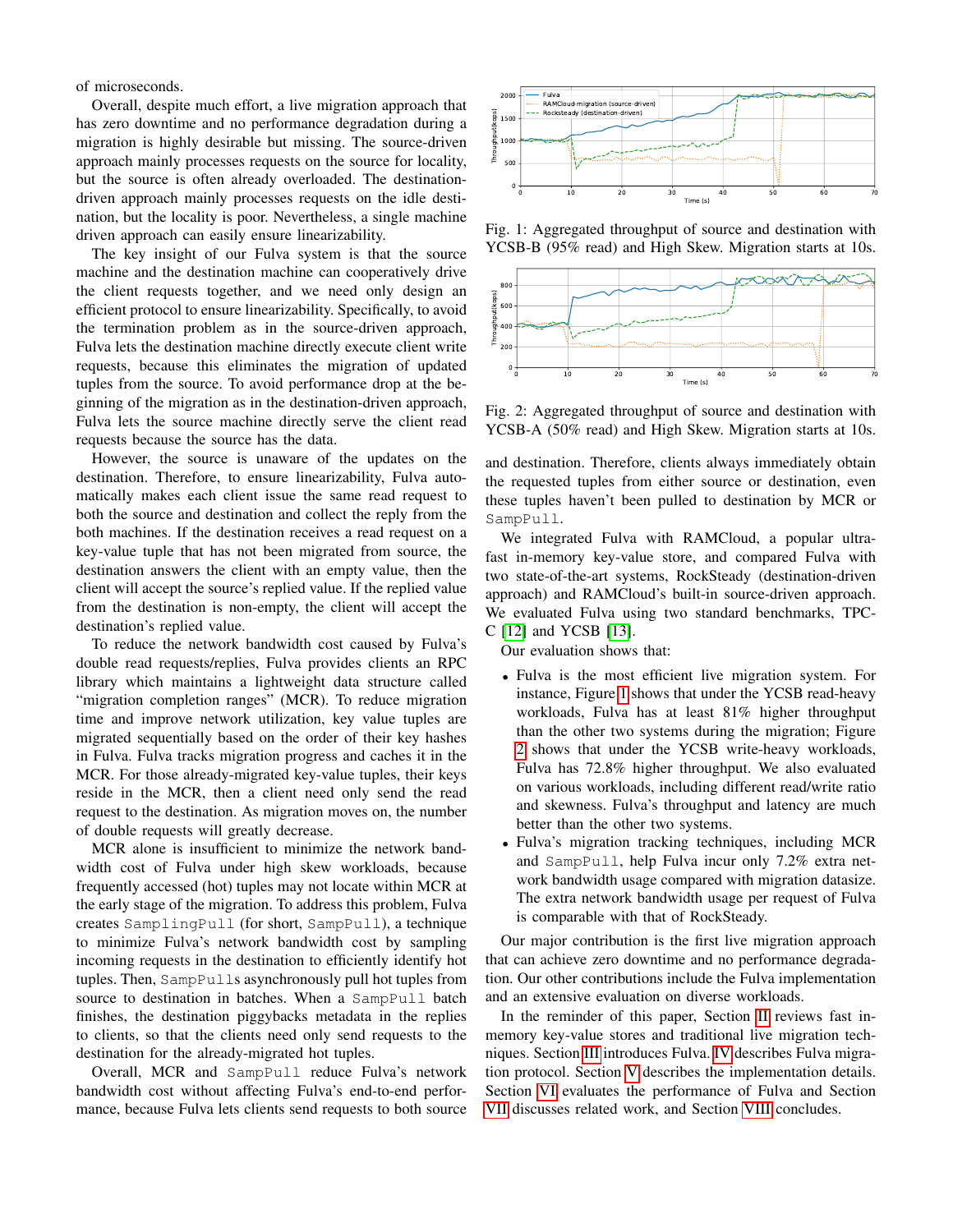of microseconds.

Overall, despite much effort, a live migration approach that has zero downtime and no performance degradation during a migration is highly desirable but missing. The source-driven approach mainly processes requests on the source for locality, but the source is often already overloaded. The destination-driven approach mainly processes requests on the idle destination, but the locality is poor. Nevertheless, a single machine driven approach can easily ensure linearizability.

The key insight of our Fulva system is that the source machine and the destination machine can cooperatively drive the client requests together, and we need only design an efficient protocol to ensure linearizability. Specifically, to avoid the termination problem as in the source-driven approach, Fulva lets the destination machine directly execute client write requests, because this eliminates the migration of updated tuples from the source. To avoid performance drop at the beginning of the migration as in the destination-driven approach, Fulva lets the source machine directly serve the client read requests because the source has the data.

However, the source is unaware of the updates on the destination. Therefore, to ensure linearizability, Fulva automatically makes each client issue the same read request to both the source and destination and collect the reply from the both machines. If the destination receives a read request on a key-value tuple that has not been migrated from source, the destination answers the client with an empty value, then the client will accept the source's replied value. If the replied value from the destination is non-empty, the client will accept the destination's replied value.

To reduce the network bandwidth cost caused by Fulva's double read requests/replies, Fulva provides clients an RPC library which maintains a lightweight data structure called "migration completion ranges" (MCR). To reduce migration time and improve network utilization, key value tuples are migrated sequentially based on the order of their key hashes in Fulva. Fulva tracks migration progress and caches it in the MCR. For those already-migrated key-value tuples, their keys reside in the MCR, then a client need only send the read request to the destination. As migration moves on, the number of double requests will greatly decrease.

MCR alone is insufficient to minimize the network bandwidth cost of Fulva under high skew workloads, because frequently accessed (hot) tuples may not locate within MCR at the early stage of the migration. To address this problem, Fulva creates `SamplingPull` (for short, `SampPull`), a technique to minimize Fulva's network bandwidth cost by sampling incoming requests in the destination to efficiently identify hot tuples. Then, `SampPull`s asynchronously pull hot tuples from source to destination in batches. When a `SampPull` batch finishes, the destination piggybacks metadata in the replies to clients, so that the clients need only send requests to the destination for the already-migrated hot tuples.

Overall, MCR and `SampPull` reduce Fulva's network bandwidth cost without affecting Fulva's end-to-end performance, because Fulva lets clients send requests to both source and destination. Therefore, clients always immediately obtain the requested tuples from either source or destination, even these tuples haven't been pulled to destination by MCR or `SampPull`.

Fig. 1: Aggregated throughput of source and destination with YCSB-B (95% read) and High Skew. Migration starts at 10s.

Fig. 2: Aggregated throughput of source and destination with YCSB-A (50% read) and High Skew. Migration starts at 10s.

We integrated Fulva with RAMCloud, a popular ultra-fast in-memory key-value store, and compared Fulva with two state-of-the-art systems, RockSteady (destination-driven approach) and RAMCloud's built-in source-driven approach. We evaluated Fulva using two standard benchmarks, TPC-C [12] and YCSB [13].

Our evaluation shows that:

- Fulva is the most efficient live migration system. For instance, Figure 1 shows that under the YCSB read-heavy workloads, Fulva has at least 81% higher throughput than the other two systems during the migration; Figure 2 shows that under the YCSB write-heavy workloads, Fulva has 72.8% higher throughput. We also evaluated on various workloads, including different read/write ratio and skewness. Fulva's throughput and latency are much better than the other two systems.
- Fulva's migration tracking techniques, including MCR and `SampPull`, help Fulva incur only 7.2% extra network bandwidth usage compared with migration datasize. The extra network bandwidth usage per request of Fulva is comparable with that of RockSteady.

Our major contribution is the first live migration approach that can achieve zero downtime and no performance degradation. Our other contributions include the Fulva implementation and an extensive evaluation on diverse workloads.

In the reminder of this paper, Section II reviews fast in-memory key-value stores and traditional live migration techniques. Section III introduces Fulva. IV describes Fulva migration protocol. Section V describes the implementation details. Section VI evaluates the performance of Fulva and Section VII discusses related work, and Section VIII concludes.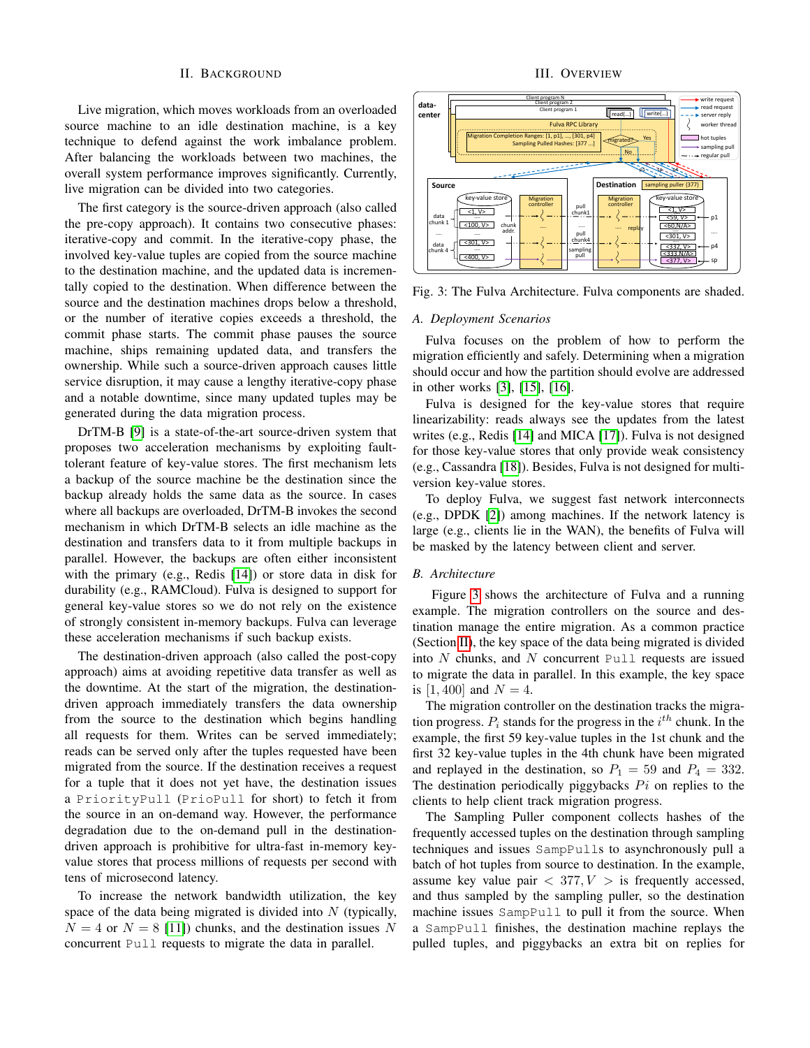## II. Background

Live migration, which moves workloads from an overloaded source machine to an idle destination machine, is a key technique to defend against the work imbalance problem. After balancing the workloads between two machines, the overall system performance improves significantly. Currently, live migration can be divided into two categories.

The first category is the source-driven approach (also called the pre-copy approach). It contains two consecutive phases: iterative-copy and commit. In the iterative-copy phase, the involved key-value tuples are copied from the source machine to the destination machine, and the updated data is incrementally copied to the destination. When difference between the source and the destination machines drops below a threshold, or the number of iterative copies exceeds a threshold, the commit phase starts. The commit phase pauses the source machine, ships remaining updated data, and transfers the ownership. While such a source-driven approach causes little service disruption, it may cause a lengthy iterative-copy phase and a notable downtime, since many updated tuples may be generated during the data migration process.

DrTM-B [9] is a state-of-the-art source-driven system that proposes two acceleration mechanisms by exploiting fault-tolerant feature of key-value stores. The first mechanism lets a backup of the source machine be the destination since the backup already holds the same data as the source. In cases where all backups are overloaded, DrTM-B invokes the second mechanism in which DrTM-B selects an idle machine as the destination and transfers data to it from multiple backups in parallel. However, the backups are often either inconsistent with the primary (e.g., Redis [14]) or store data in disk for durability (e.g., RAMCloud). Fulva is designed to support for general key-value stores so we do not rely on the existence of strongly consistent in-memory backups. Fulva can leverage these acceleration mechanisms if such backup exists.

The destination-driven approach (also called the post-copy approach) aims at avoiding repetitive data transfer as well as the downtime. At the start of the migration, the destination-driven approach immediately transfers the data ownership from the source to the destination which begins handling all requests for them. Writes can be served immediately; reads can be served only after the tuples requested have been migrated from the source. If the destination receives a request for a tuple that it does not yet have, the destination issues a `PriorityPull` (`PrioPull` for short) to fetch it from the source in an on-demand way. However, the performance degradation due to the on-demand pull in the destination-driven approach is prohibitive for ultra-fast in-memory key-value stores that process millions of requests per second with tens of microsecond latency.

To increase the network bandwidth utilization, the key space of the data being migrated is divided into $N$ (typically, $N = 4$ or $N = 8$ [11]) chunks, and the destination issues $N$ concurrent `Pull` requests to migrate the data in parallel.

## III. Overview

Fig. 3: The Fulva Architecture. Fulva components are shaded.

### A. Deployment Scenarios

Fulva focuses on the problem of how to perform the migration efficiently and safely. Determining when a migration should occur and how the partition should evolve are addressed in other works [3], [15], [16].

Fulva is designed for the key-value stores that require linearizability: reads always see the updates from the latest writes (e.g., Redis [14] and MICA [17]). Fulva is not designed for those key-value stores that only provide weak consistency (e.g., Cassandra [18]). Besides, Fulva is not designed for multi-version key-value stores.

To deploy Fulva, we suggest fast network interconnects (e.g., DPDK [2]) among machines. If the network latency is large (e.g., clients lie in the WAN), the benefits of Fulva will be masked by the latency between client and server.

### B. Architecture

Figure 3 shows the architecture of Fulva and a running example. The migration controllers on the source and destination manage the entire migration. As a common practice (Section II), the key space of the data being migrated is divided into $N$ chunks, and $N$ concurrent `Pull` requests are issued to migrate the data in parallel. In this example, the key space is $[1, 400]$ and $N = 4$.

The migration controller on the destination tracks the migration progress. $P_i$ stands for the progress in the $i^{th}$ chunk. In the example, the first 59 key-value tuples in the 1st chunk and the first 32 key-value tuples in the 4th chunk have been migrated and replayed in the destination, so $P_1 = 59$ and $P_4 = 332$. The destination periodically piggybacks $Pi$ on replies to the clients to help client track migration progress.

The Sampling Puller component collects hashes of the frequently accessed tuples on the destination through sampling techniques and issues `SampPulls` to asynchronously pull a batch of hot tuples from source to destination. In the example, assume key value pair $< 377, V >$ is frequently accessed, and thus sampled by the sampling puller, so the destination machine issues `SampPull` to pull it from the source. When a `SampPull` finishes, the destination machine replays the pulled tuples, and piggybacks an extra bit on replies for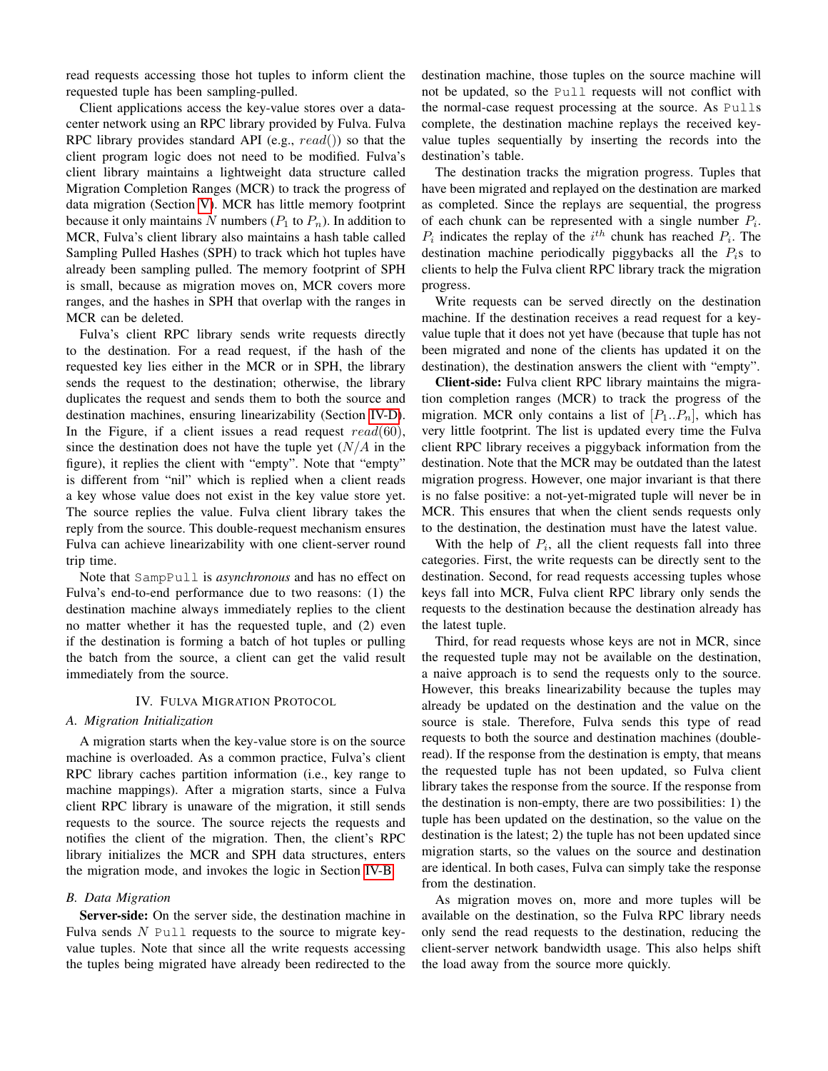read requests accessing those hot tuples to inform client the requested tuple has been sampling-pulled.

Client applications access the key-value stores over a datacenter network using an RPC library provided by Fulva. Fulva RPC library provides standard API (e.g., $read()$) so that the client program logic does not need to be modified. Fulva's client library maintains a lightweight data structure called Migration Completion Ranges (MCR) to track the progress of data migration (Section V). MCR has little memory footprint because it only maintains $N$ numbers ($P_1$ to $P_n$). In addition to MCR, Fulva's client library also maintains a hash table called Sampling Pulled Hashes (SPH) to track which hot tuples have already been sampling pulled. The memory footprint of SPH is small, because as migration moves on, MCR covers more ranges, and the hashes in SPH that overlap with the ranges in MCR can be deleted.

Fulva's client RPC library sends write requests directly to the destination. For a read request, if the hash of the requested key lies either in the MCR or in SPH, the library sends the request to the destination; otherwise, the library duplicates the request and sends them to both the source and destination machines, ensuring linearizability (Section IV-D). In the Figure, if a client issues a read request $read(60)$, since the destination does not have the tuple yet ($N/A$ in the figure), it replies the client with "empty". Note that "empty" is different from "nil" which is replied when a client reads a key whose value does not exist in the key value store yet. The source replies the value. Fulva client library takes the reply from the source. This double-request mechanism ensures Fulva can achieve linearizability with one client-server round trip time.

Note that `SampPull` is *asynchronous* and has no effect on Fulva's end-to-end performance due to two reasons: (1) the destination machine always immediately replies to the client no matter whether it has the requested tuple, and (2) even if the destination is forming a batch of hot tuples or pulling the batch from the source, a client can get the valid result immediately from the source.

## IV. Fulva Migration Protocol

### A. Migration Initialization

A migration starts when the key-value store is on the source machine is overloaded. As a common practice, Fulva's client RPC library caches partition information (i.e., key range to machine mappings). After a migration starts, since a Fulva client RPC library is unaware of the migration, it still sends requests to the source. The source rejects the requests and notifies the client of the migration. Then, the client's RPC library initializes the MCR and SPH data structures, enters the migration mode, and invokes the logic in Section IV-B.

### B. Data Migration

**Server-side:** On the server side, the destination machine in Fulva sends $N$ `Pull` requests to the source to migrate key-value tuples. Note that since all the write requests accessing the tuples being migrated have already been redirected to the destination machine, those tuples on the source machine will not be updated, so the `Pull` requests will not conflict with the normal-case request processing at the source. As `Pulls` complete, the destination machine replays the received key-value tuples sequentially by inserting the records into the destination's table.

The destination tracks the migration progress. Tuples that have been migrated and replayed on the destination are marked as completed. Since the replays are sequential, the progress of each chunk can be represented with a single number $P_i$. $P_i$ indicates the replay of the $i^{th}$ chunk has reached $P_i$. The destination machine periodically piggybacks all the $P_i$s to clients to help the Fulva client RPC library track the migration progress.

Write requests can be served directly on the destination machine. If the destination receives a read request for a key-value tuple that it does not yet have (because that tuple has not been migrated and none of the clients has updated it on the destination), the destination answers the client with "empty".

**Client-side:** Fulva client RPC library maintains the migration completion ranges (MCR) to track the progress of the migration. MCR only contains a list of $[P_1..P_n]$, which has very little footprint. The list is updated every time the Fulva client RPC library receives a piggyback information from the destination. Note that the MCR may be outdated than the latest migration progress. However, one major invariant is that there is no false positive: a not-yet-migrated tuple will never be in MCR. This ensures that when the client sends requests only to the destination, the destination must have the latest value.

With the help of $P_i$, all the client requests fall into three categories. First, the write requests can be directly sent to the destination. Second, for read requests accessing tuples whose keys fall into MCR, Fulva client RPC library only sends the requests to the destination because the destination already has the latest tuple.

Third, for read requests whose keys are not in MCR, since the requested tuple may not be available on the destination, a naive approach is to send the requests only to the source. However, this breaks linearizability because the tuples may already be updated on the destination and the value on the source is stale. Therefore, Fulva sends this type of read requests to both the source and destination machines (double-read). If the response from the destination is empty, that means the requested tuple has not been updated, so Fulva client library takes the response from the source. If the response from the destination is non-empty, there are two possibilities: 1) the tuple has been updated on the destination, so the value on the destination is the latest; 2) the tuple has not been updated since migration starts, so the values on the source and destination are identical. In both cases, Fulva can simply take the response from the destination.

As migration moves on, more and more tuples will be available on the destination, so the Fulva RPC library needs only send the read requests to the destination, reducing the client-server network bandwidth usage. This also helps shift the load away from the source more quickly.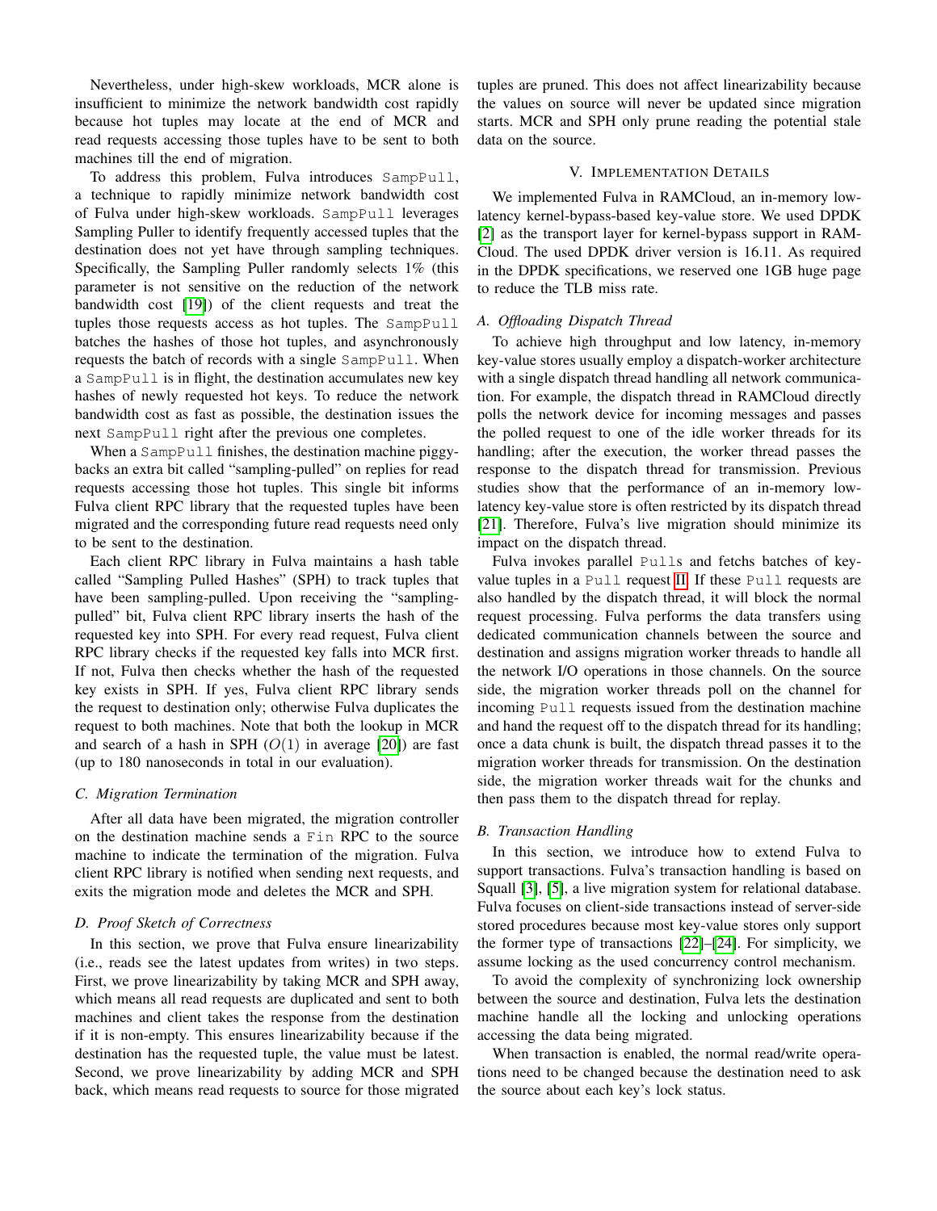Nevertheless, under high-skew workloads, MCR alone is insufficient to minimize the network bandwidth cost rapidly because hot tuples may locate at the end of MCR and read requests accessing those tuples have to be sent to both machines till the end of migration.

To address this problem, Fulva introduces `SampPull`, a technique to rapidly minimize network bandwidth cost of Fulva under high-skew workloads. `SampPull` leverages Sampling Puller to identify frequently accessed tuples that the destination does not yet have through sampling techniques. Specifically, the Sampling Puller randomly selects 1% (this parameter is not sensitive on the reduction of the network bandwidth cost [19]) of the client requests and treat the tuples those requests access as hot tuples. The `SampPull` batches the hashes of those hot tuples, and asynchronously requests the batch of records with a single `SampPull`. When a `SampPull` is in flight, the destination accumulates new key hashes of newly requested hot keys. To reduce the network bandwidth cost as fast as possible, the destination issues the next `SampPull` right after the previous one completes.

When a `SampPull` finishes, the destination machine piggybacks an extra bit called "sampling-pulled" on replies for read requests accessing those hot tuples. This single bit informs Fulva client RPC library that the requested tuples have been migrated and the corresponding future read requests need only to be sent to the destination.

Each client RPC library in Fulva maintains a hash table called "Sampling Pulled Hashes" (SPH) to track tuples that have been sampling-pulled. Upon receiving the "sampling-pulled" bit, Fulva client RPC library inserts the hash of the requested key into SPH. For every read request, Fulva client RPC library checks if the requested key falls into MCR first. If not, Fulva then checks whether the hash of the requested key exists in SPH. If yes, Fulva client RPC library sends the request to destination only; otherwise Fulva duplicates the request to both machines. Note that both the lookup in MCR and search of a hash in SPH ($O(1)$ in average [20]) are fast (up to 180 nanoseconds in total in our evaluation).

### C. Migration Termination

After all data have been migrated, the migration controller on the destination machine sends a `Fin` RPC to the source machine to indicate the termination of the migration. Fulva client RPC library is notified when sending next requests, and exits the migration mode and deletes the MCR and SPH.

### D. Proof Sketch of Correctness

In this section, we prove that Fulva ensure linearizability (i.e., reads see the latest updates from writes) in two steps. First, we prove linearizability by taking MCR and SPH away, which means all read requests are duplicated and sent to both machines and client takes the response from the destination if it is non-empty. This ensures linearizability because if the destination has the requested tuple, the value must be latest. Second, we prove linearizability by adding MCR and SPH back, which means read requests to source for those migrated tuples are pruned. This does not affect linearizability because the values on source will never be updated since migration starts. MCR and SPH only prune reading the potential stale data on the source.

## V. Implementation Details

We implemented Fulva in RAMCloud, an in-memory low-latency kernel-bypass-based key-value store. We used DPDK [2] as the transport layer for kernel-bypass support in RAMCloud. The used DPDK driver version is 16.11. As required in the DPDK specifications, we reserved one 1GB huge page to reduce the TLB miss rate.

### A. Offloading Dispatch Thread

To achieve high throughput and low latency, in-memory key-value stores usually employ a dispatch-worker architecture with a single dispatch thread handling all network communication. For example, the dispatch thread in RAMCloud directly polls the network device for incoming messages and passes the polled request to one of the idle worker threads for its handling; after the execution, the worker thread passes the response to the dispatch thread for transmission. Previous studies show that the performance of an in-memory low-latency key-value store is often restricted by its dispatch thread [21]. Therefore, Fulva's live migration should minimize its impact on the dispatch thread.

Fulva invokes parallel `Pull`s and fetchs batches of key-value tuples in a `Pull` request II. If these `Pull` requests are also handled by the dispatch thread, it will block the normal request processing. Fulva performs the data transfers using dedicated communication channels between the source and destination and assigns migration worker threads to handle all the network I/O operations in those channels. On the source side, the migration worker threads poll on the channel for incoming `Pull` requests issued from the destination machine and hand the request off to the dispatch thread for its handling; once a data chunk is built, the dispatch thread passes it to the migration worker threads for transmission. On the destination side, the migration worker threads wait for the chunks and then pass them to the dispatch thread for replay.

### B. Transaction Handling

In this section, we introduce how to extend Fulva to support transactions. Fulva's transaction handling is based on Squall [3], [5], a live migration system for relational database. Fulva focuses on client-side transactions instead of server-side stored procedures because most key-value stores only support the former type of transactions [22]–[24]. For simplicity, we assume locking as the used concurrency control mechanism.

To avoid the complexity of synchronizing lock ownership between the source and destination, Fulva lets the destination machine handle all the locking and unlocking operations accessing the data being migrated.

When transaction is enabled, the normal read/write operations need to be changed because the destination need to ask the source about each key's lock status.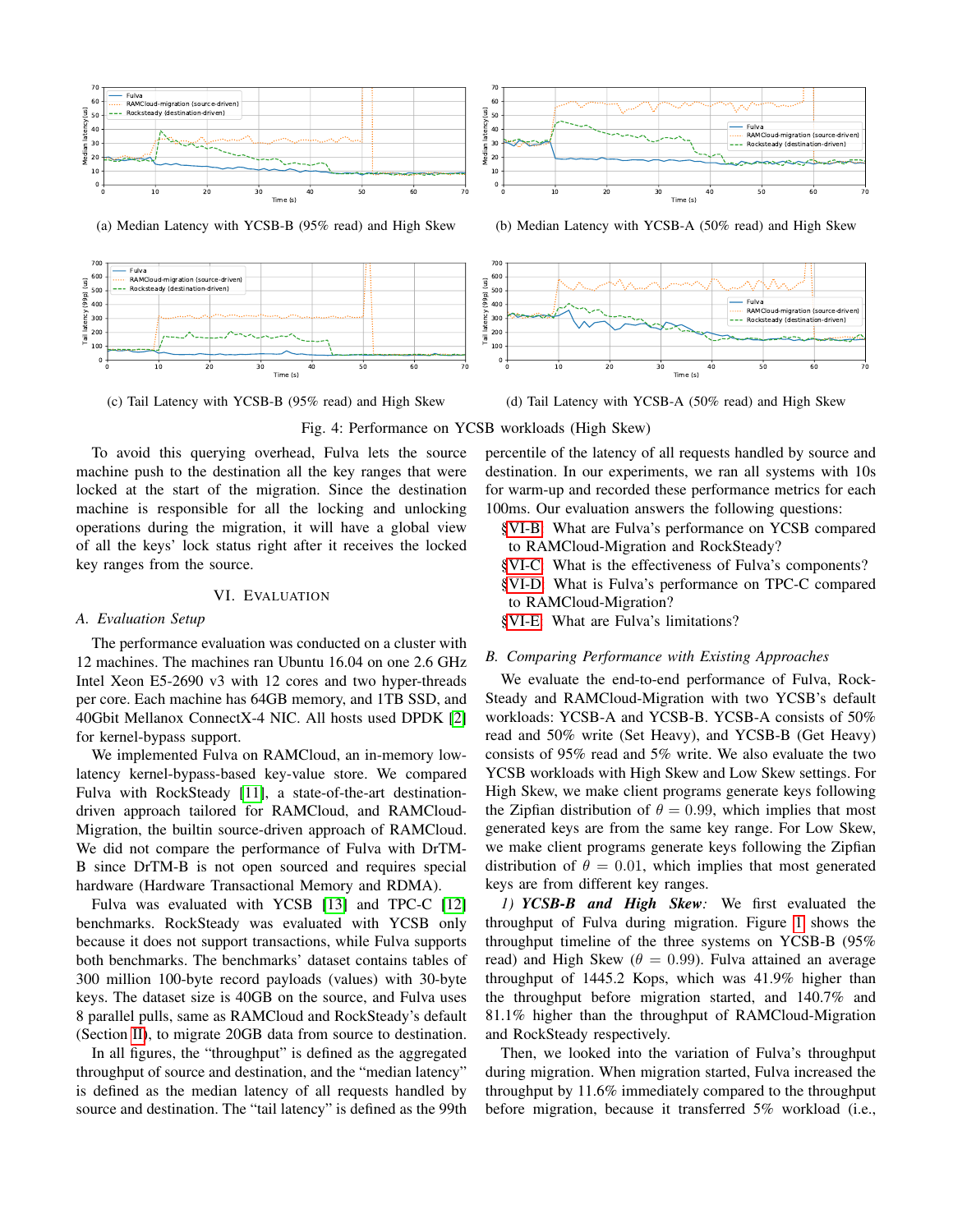(a) Median Latency with YCSB-B (95% read) and High Skew

(b) Median Latency with YCSB-A (50% read) and High Skew

(c) Tail Latency with YCSB-B (95% read) and High Skew

(d) Tail Latency with YCSB-A (50% read) and High Skew

Fig. 4: Performance on YCSB workloads (High Skew)

To avoid this querying overhead, Fulva lets the source machine push to the destination all the key ranges that were locked at the start of the migration. Since the destination machine is responsible for all the locking and unlocking operations during the migration, it will have a global view of all the keys' lock status right after it receives the locked key ranges from the source.

## VI. Evaluation

### A. Evaluation Setup

The performance evaluation was conducted on a cluster with 12 machines. The machines ran Ubuntu 16.04 on one 2.6 GHz Intel Xeon E5-2690 v3 with 12 cores and two hyper-threads per core. Each machine has 64GB memory, and 1TB SSD, and 40Gbit Mellanox ConnectX-4 NIC. All hosts used DPDK [2] for kernel-bypass support.

We implemented Fulva on RAMCloud, an in-memory low-latency kernel-bypass-based key-value store. We compared Fulva with RockSteady [11], a state-of-the-art destination-driven approach tailored for RAMCloud, and RAMCloud-Migration, the builtin source-driven approach of RAMCloud. We did not compare the performance of Fulva with DrTM-B since DrTM-B is not open sourced and requires special hardware (Hardware Transactional Memory and RDMA).

Fulva was evaluated with YCSB [13] and TPC-C [12] benchmarks. RockSteady was evaluated with YCSB only because it does not support transactions, while Fulva supports both benchmarks. The benchmarks' dataset contains tables of 300 million 100-byte record payloads (values) with 30-byte keys. The dataset size is 40GB on the source, and Fulva uses 8 parallel pulls, same as RAMCloud and RockSteady's default (Section II), to migrate 20GB data from source to destination.

In all figures, the "throughput" is defined as the aggregated throughput of source and destination, and the "median latency" is defined as the median latency of all requests handled by source and destination. The "tail latency" is defined as the 99th percentile of the latency of all requests handled by source and destination. In our experiments, we ran all systems with 10s for warm-up and recorded these performance metrics for each 100ms. Our evaluation answers the following questions:

- §VI-B What are Fulva's performance on YCSB compared to RAMCloud-Migration and RockSteady?
- §VI-C What is the effectiveness of Fulva's components?
- §VI-D What is Fulva's performance on TPC-C compared to RAMCloud-Migration?
- §VI-E What are Fulva's limitations?

### B. Comparing Performance with Existing Approaches

We evaluate the end-to-end performance of Fulva, RockSteady and RAMCloud-Migration with two YCSB's default workloads: YCSB-A and YCSB-B. YCSB-A consists of 50% read and 50% write (Set Heavy), and YCSB-B (Get Heavy) consists of 95% read and 5% write. We also evaluate the two YCSB workloads with High Skew and Low Skew settings. For High Skew, we make client programs generate keys following the Zipfian distribution of $\theta = 0.99$, which implies that most generated keys are from the same key range. For Low Skew, we make client programs generate keys following the Zipfian distribution of $\theta = 0.01$, which implies that most generated keys are from different key ranges.

*1) **YCSB-B and High Skew**:* We first evaluated the throughput of Fulva during migration. Figure 1 shows the throughput timeline of the three systems on YCSB-B (95% read) and High Skew ($\theta = 0.99$). Fulva attained an average throughput of 1445.2 Kops, which was 41.9% higher than the throughput before migration started, and 140.7% and 81.1% higher than the throughput of RAMCloud-Migration and RockSteady respectively.

Then, we looked into the variation of Fulva's throughput during migration. When migration started, Fulva increased the throughput by 11.6% immediately compared to the throughput before migration, because it transferred 5% workload (i.e.,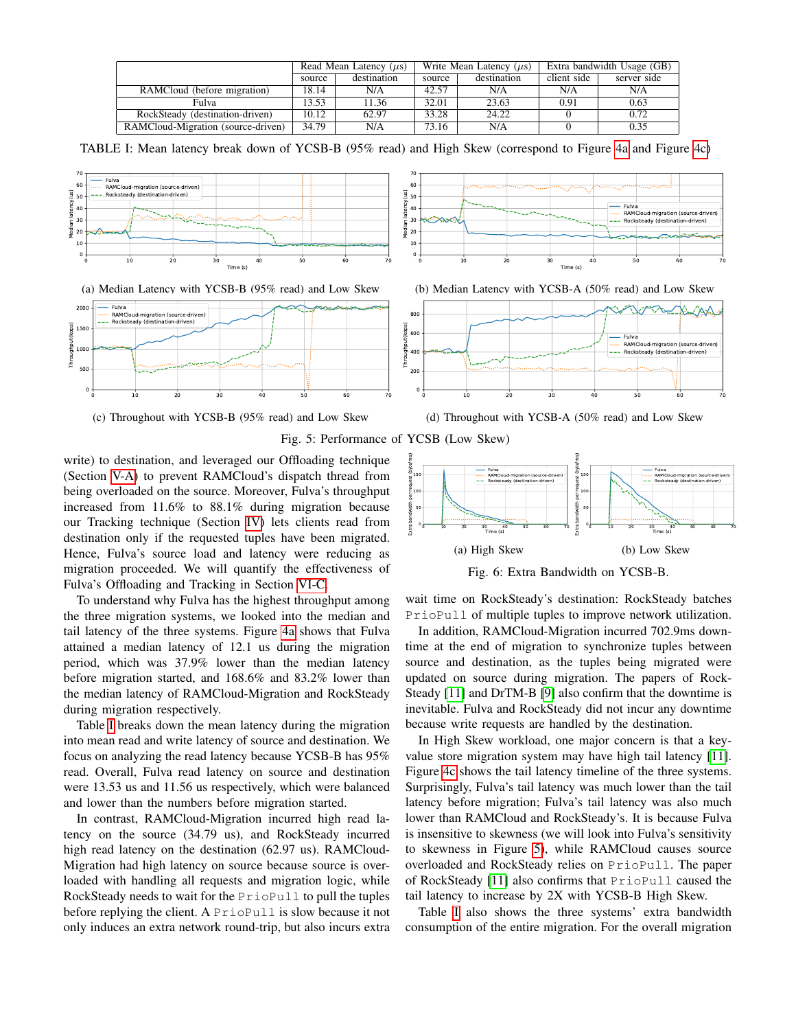|  | Read Mean Latency ($\mu$s) |  | Write Mean Latency ($\mu$s) |  | Extra bandwidth Usage (GB) |  |
|---|---|---|---|---|---|---|
|  | source | destination | source | destination | client side | server side |
| RAMCloud (before migration) | 18.14 | N/A | 42.57 | N/A | N/A | N/A |
| Fulva | 13.53 | 11.36 | 32.01 | 23.63 | 0.91 | 0.63 |
| RockSteady (destination-driven) | 10.12 | 62.97 | 33.28 | 24.22 | 0 | 0.72 |
| RAMCloud-Migration (source-driven) | 34.79 | N/A | 73.16 | N/A | 0 | 0.35 |

TABLE I: Mean latency break down of YCSB-B (95% read) and High Skew (correspond to Figure 4a and Figure 4c)

(a) Median Latency with YCSB-B (95% read) and Low Skew

(b) Median Latency with YCSB-A (50% read) and Low Skew

(c) Throughput with YCSB-B (95% read) and Low Skew

(d) Throughput with YCSB-A (50% read) and Low Skew

Fig. 5: Performance of YCSB (Low Skew)

write) to destination, and leveraged our Offloading technique (Section V-A) to prevent RAMCloud's dispatch thread from being overloaded on the source. Moreover, Fulva's throughput increased from 11.6% to 88.1% during migration because our Tracking technique (Section IV) lets clients read from destination only if the requested tuples have been migrated. Hence, Fulva's source load and latency were reducing as migration proceeded. We will quantify the effectiveness of Fulva's Offloading and Tracking in Section VI-C.

To understand why Fulva has the highest throughput among the three migration systems, we looked into the median and tail latency of the three systems. Figure 4a shows that Fulva attained a median latency of 12.1 us during the migration period, which was 37.9% lower than the median latency before migration started, and 168.6% and 83.2% lower than the median latency of RAMCloud-Migration and RockSteady during migration respectively.

Table I breaks down the mean latency during the migration into mean read and write latency of source and destination. We focus on analyzing the read latency because YCSB-B has 95% read. Overall, Fulva read latency on source and destination were 13.53 us and 11.56 us respectively, which were balanced and lower than the numbers before migration started.

In contrast, RAMCloud-Migration incurred high read latency on the source (34.79 us), and RockSteady incurred high read latency on the destination (62.97 us). RAMCloud-Migration had high latency on source because source is overloaded with handling all requests and migration logic, while RockSteady needs to wait for the `PrioPull` to pull the tuples before replying the client. A `PrioPull` is slow because it not only induces an extra network round-trip, but also incurs extra

(a) High Skew

(b) Low Skew

Fig. 6: Extra Bandwidth on YCSB-B.

wait time on RockSteady's destination: RockSteady batches `PrioPull` of multiple tuples to improve network utilization.

In addition, RAMCloud-Migration incurred 702.9ms downtime at the end of migration to synchronize tuples between source and destination, as the tuples being migrated were updated on source during migration. The papers of RockSteady [11] and DrTM-B [9] also confirm that the downtime is inevitable. Fulva and RockSteady did not incur any downtime because write requests are handled by the destination.

In High Skew workload, one major concern is that a key-value store migration system may have high tail latency [11]. Figure 4c shows the tail latency timeline of the three systems. Surprisingly, Fulva's tail latency was much lower than the tail latency before migration; Fulva's tail latency was also much lower than RAMCloud and RockSteady's. It is because Fulva is insensitive to skewness (we will look into Fulva's sensitivity to skewness in Figure 5), while RAMCloud causes source overloaded and RockSteady relies on `PrioPull`. The paper of RockSteady [11] also confirms that `PrioPull` caused the tail latency to increase by 2X with YCSB-B High Skew.

Table I also shows the three systems' extra bandwidth consumption of the entire migration. For the overall migration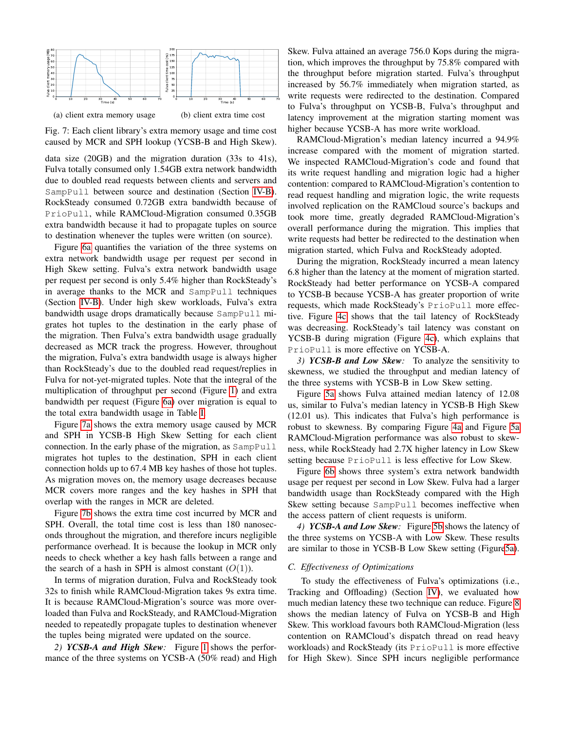(a) client extra memory usage

(b) client extra time cost

Fig. 7: Each client library's extra memory usage and time cost caused by MCR and SPH lookup (YCSB-B and High Skew).

data size (20GB) and the migration duration (33s to 41s), Fulva totally consumed only 1.54GB extra network bandwidth due to doubled read requests between clients and servers and SampPull between source and destination (Section IV-B). RockSteady consumed 0.72GB extra bandwidth because of PrioPull, while RAMCloud-Migration consumed 0.35GB extra bandwidth because it had to propagate tuples on source to destination whenever the tuples were written (on source).

Figure 6a quantifies the variation of the three systems on extra network bandwidth usage per request per second in High Skew setting. Fulva's extra network bandwidth usage per request per second is only 5.4% higher than RockSteady's in average thanks to the MCR and SampPull techniques (Section IV-B). Under high skew workloads, Fulva's extra bandwidth usage drops dramatically because SampPull migrates hot tuples to the destination in the early phase of the migration. Then Fulva's extra bandwidth usage gradually decreased as MCR track the progress. However, throughout the migration, Fulva's extra bandwidth usage is always higher than RockSteady's due to the doubled read request/replies in Fulva for not-yet-migrated tuples. Note that the integral of the multiplication of throughput per second (Figure 1) and extra bandwidth per request (Figure 6a) over migration is equal to the total extra bandwidth usage in Table I.

Figure 7a shows the extra memory usage caused by MCR and SPH in YCSB-B High Skew Setting for each client connection. In the early phase of the migration, as SampPull migrates hot tuples to the destination, SPH in each client connection holds up to 67.4 MB key hashes of those hot tuples. As migration moves on, the memory usage decreases because MCR covers more ranges and the key hashes in SPH that overlap with the ranges in MCR are deleted.

Figure 7b shows the extra time cost incurred by MCR and SPH. Overall, the total time cost is less than 180 nanoseconds throughout the migration, and therefore incurs negligible performance overhead. It is because the lookup in MCR only needs to check whether a key hash falls between a range and the search of a hash in SPH is almost constant ($O(1)$).

In terms of migration duration, Fulva and RockSteady took 32s to finish while RAMCloud-Migration takes 9s extra time. It is because RAMCloud-Migration's source was more overloaded than Fulva and RockSteady, and RAMCloud-Migration needed to repeatedly propagate tuples to destination whenever the tuples being migrated were updated on the source.

*2) **YCSB-A and High Skew**:* Figure 1 shows the performance of the three systems on YCSB-A (50% read) and High Skew. Fulva attained an average 756.0 Kops during the migration, which improves the throughput by 75.8% compared with the throughput before migration started. Fulva's throughput increased by 56.7% immediately when migration started, as write requests were redirected to the destination. Compared to Fulva's throughput on YCSB-B, Fulva's throughput and latency improvement at the migration starting moment was higher because YCSB-A has more write workload.

RAMCloud-Migration's median latency incurred a 94.9% increase compared with the moment of migration started. We inspected RAMCloud-Migration's code and found that its write request handling and migration logic had a higher contention: compared to RAMCloud-Migration's contention to read request handling and migration logic, the write requests involved replication on the RAMCloud source's backups and took more time, greatly degraded RAMCloud-Migration's overall performance during the migration. This implies that write requests had better be redirected to the destination when migration started, which Fulva and RockSteady adopted.

During the migration, RockSteady incurred a mean latency 6.8 higher than the latency at the moment of migration started. RockSteady had better performance on YCSB-A compared to YCSB-B because YCSB-A has greater proportion of write requests, which made RockSteady's PrioPull more effective. Figure 4c shows that the tail latency of RockSteady was decreasing. RockSteady's tail latency was constant on YCSB-B during migration (Figure 4c), which explains that PrioPull is more effective on YCSB-A.

*3) **YCSB-B and Low Skew**:* To analyze the sensitivity to skewness, we studied the throughput and median latency of the three systems with YCSB-B in Low Skew setting.

Figure 5a shows Fulva attained median latency of 12.08 us, similar to Fulva's median latency in YCSB-B High Skew (12.01 us). This indicates that Fulva's high performance is robust to skewness. By comparing Figure 4a and Figure 5a RAMCloud-Migration performance was also robust to skewness, while RockSteady had 2.7X higher latency in Low Skew setting because PrioPull is less effective for Low Skew.

Figure 6b shows three system's extra network bandwidth usage per request per second in Low Skew. Fulva had a larger bandwidth usage than RockSteady compared with the High Skew setting because SampPull becomes ineffective when the access pattern of client requests is uniform.

*4) **YCSB-A and Low Skew**:* Figure 5b shows the latency of the three systems on YCSB-A with Low Skew. These results are similar to those in YCSB-B Low Skew setting (Figure5a).

### *C. Effectiveness of Optimizations*

To study the effectiveness of Fulva's optimizations (i.e., Tracking and Offloading) (Section IV), we evaluated how much median latency these two technique can reduce. Figure 8 shows the median latency of Fulva on YCSB-B and High Skew. This workload favours both RAMCloud-Migration (less contention on RAMCloud's dispatch thread on read heavy workloads) and RockSteady (its PrioPull is more effective for High Skew). Since SPH incurs negligible performance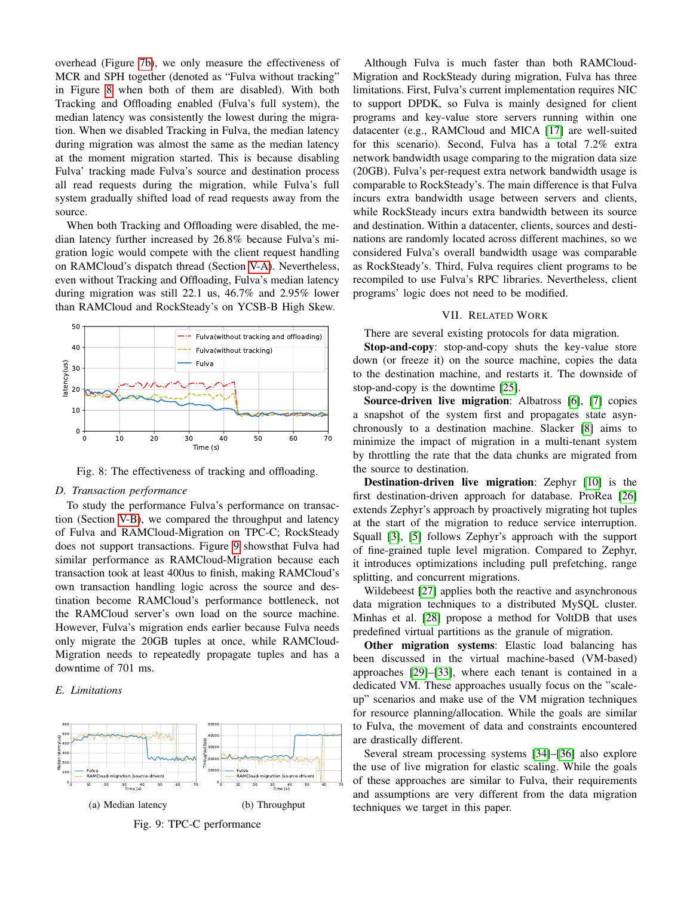overhead (Figure 7b), we only measure the effectiveness of MCR and SPH together (denoted as "Fulva without tracking" in Figure 8 when both of them are disabled). With both Tracking and Offloading enabled (Fulva's full system), the median latency was consistently the lowest during the migration. When we disabled Tracking in Fulva, the median latency during migration was almost the same as the median latency at the moment migration started. This is because disabling Fulva' tracking made Fulva's source and destination process all read requests during the migration, while Fulva's full system gradually shifted load of read requests away from the source.

When both Tracking and Offloading were disabled, the median latency further increased by 26.8% because Fulva's migration logic would compete with the client request handling on RAMCloud's dispatch thread (Section V-A). Nevertheless, even without Tracking and Offloading, Fulva's median latency during migration was still 22.1 us, 46.7% and 2.95% lower than RAMCloud and RockSteady's on YCSB-B High Skew.

Fig. 8: The effectiveness of tracking and offloading.

### D. Transaction performance

To study the performance Fulva's performance on transaction (Section V-B), we compared the throughput and latency of Fulva and RAMCloud-Migration on TPC-C; RockSteady does not support transactions. Figure 9 showsthat Fulva had similar performance as RAMCloud-Migration because each transaction took at least 400us to finish, making RAMCloud's own transaction handling logic across the source and destination become RAMCloud's performance bottleneck, not the RAMCloud server's own load on the source machine. However, Fulva's migration ends earlier because Fulva needs only migrate the 20GB tuples at once, while RAMCloud-Migration needs to repeatedly propagate tuples and has a downtime of 701 ms.

### E. Limitations

(a) Median latency (b) Throughput

Fig. 9: TPC-C performance

Although Fulva is much faster than both RAMCloud-Migration and RockSteady during migration, Fulva has three limitations. First, Fulva's current implementation requires NIC to support DPDK, so Fulva is mainly designed for client programs and key-value store servers running within one datacenter (e.g., RAMCloud and MICA [17] are well-suited for this scenario). Second, Fulva has a total 7.2% extra network bandwidth usage comparing to the migration data size (20GB). Fulva's per-request extra network bandwidth usage is comparable to RockSteady's. The main difference is that Fulva incurs extra bandwidth usage between servers and clients, while RockSteady incurs extra bandwidth between its source and destination. Within a datacenter, clients, sources and destinations are randomly located across different machines, so we considered Fulva's overall bandwidth usage was comparable as RockSteady's. Third, Fulva requires client programs to be recompiled to use Fulva's RPC libraries. Nevertheless, client programs' logic does not need to be modified.

## VII. Related Work

There are several existing protocols for data migration.

**Stop-and-copy**: stop-and-copy shuts the key-value store down (or freeze it) on the source machine, copies the data to the destination machine, and restarts it. The downside of stop-and-copy is the downtime [25].

**Source-driven live migration**: Albatross [6], [7] copies a snapshot of the system first and propagates state asynchronously to a destination machine. Slacker [8] aims to minimize the impact of migration in a multi-tenant system by throttling the rate that the data chunks are migrated from the source to destination.

**Destination-driven live migration**: Zephyr [10] is the first destination-driven approach for database. ProRea [26] extends Zephyr's approach by proactively migrating hot tuples at the start of the migration to reduce service interruption. Squall [3], [5] follows Zephyr's approach with the support of fine-grained tuple level migration. Compared to Zephyr, it introduces optimizations including pull prefetching, range splitting, and concurrent migrations.

Wildebeest [27] applies both the reactive and asynchronous data migration techniques to a distributed MySQL cluster. Minhas et al. [28] propose a method for VoltDB that uses predefined virtual partitions as the granule of migration.

**Other migration systems**: Elastic load balancing has been discussed in the virtual machine-based (VM-based) approaches [29]–[33], where each tenant is contained in a dedicated VM. These approaches usually focus on the "scale-up" scenarios and make use of the VM migration techniques for resource planning/allocation. While the goals are similar to Fulva, the movement of data and constraints encountered are drastically different.

Several stream processing systems [34]–[36] also explore the use of live migration for elastic scaling. While the goals of these approaches are similar to Fulva, their requirements and assumptions are very different from the data migration techniques we target in this paper.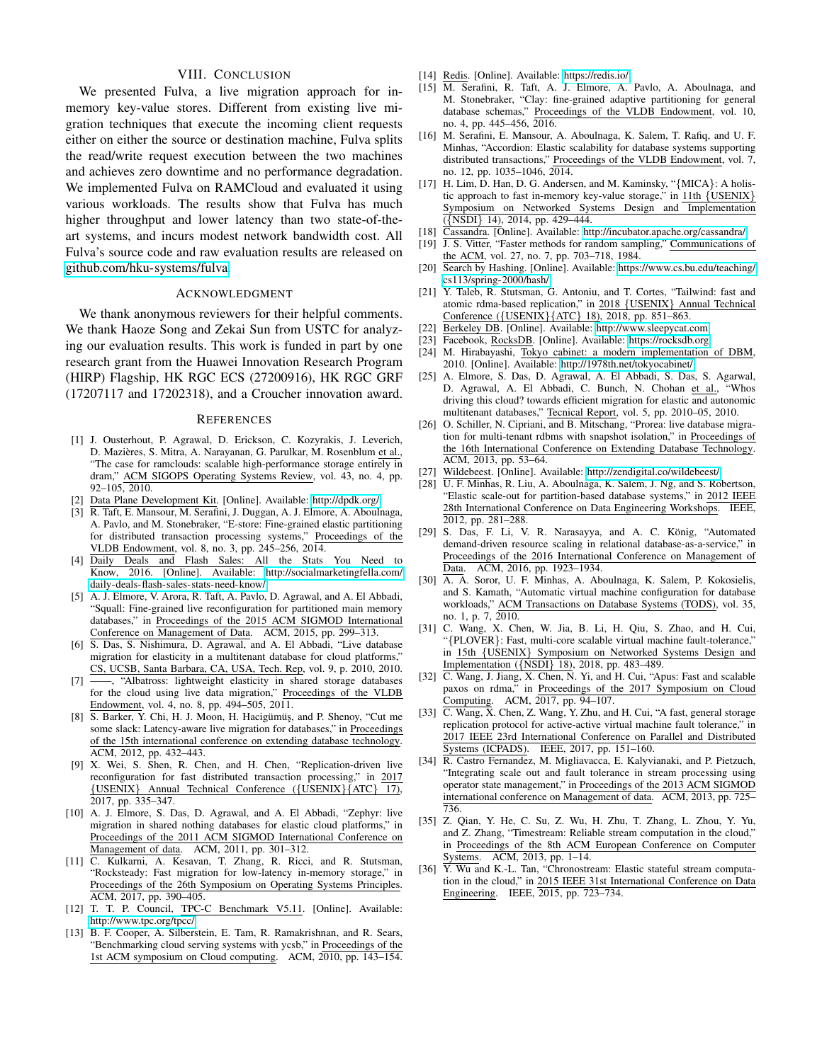## VIII. Conclusion

We presented Fulva, a live migration approach for in-memory key-value stores. Different from existing live migration techniques that execute the incoming client requests either on either the source or destination machine, Fulva splits the read/write request execution between the two machines and achieves zero downtime and no performance degradation. We implemented Fulva on RAMCloud and evaluated it using various workloads. The results show that Fulva has much higher throughput and lower latency than two state-of-the-art systems, and incurs modest network bandwidth cost. All Fulva's source code and raw evaluation results are released on github.com/hku-systems/fulva.

## Acknowledgment

We thank anonymous reviewers for their helpful comments. We thank Haoze Song and Zekai Sun from USTC for analyzing our evaluation results. This work is funded in part by one research grant from the Huawei Innovation Research Program (HIRP) Flagship, HK RGC ECS (27200916), HK RGC GRF (17207117 and 17202318), and a Croucher innovation award.

## References

[1] J. Ousterhout, P. Agrawal, D. Erickson, C. Kozyrakis, J. Leverich, D. Mazières, S. Mitra, A. Narayanan, G. Parulkar, M. Rosenblum et al., "The case for ramclouds: scalable high-performance storage entirely in dram," ACM SIGOPS Operating Systems Review, vol. 43, no. 4, pp. 92–105, 2010.

[2] Data Plane Development Kit. [Online]. Available: http://dpdk.org/

[3] R. Taft, E. Mansour, M. Serafini, J. Duggan, A. J. Elmore, A. Aboulnaga, A. Pavlo, and M. Stonebraker, "E-store: Fine-grained elastic partitioning for distributed transaction processing systems," Proceedings of the VLDB Endowment, vol. 8, no. 3, pp. 245–256, 2014.

[4] Daily Deals and Flash Sales: All the Stats You Need to Know, 2016. [Online]. Available: http://socialmarketingfella.com/daily-deals-flash-sales-stats-need-know/

[5] A. J. Elmore, V. Arora, R. Taft, A. Pavlo, D. Agrawal, and A. El Abbadi, "Squall: Fine-grained live reconfiguration for partitioned main memory databases," in Proceedings of the 2015 ACM SIGMOD International Conference on Management of Data. ACM, 2015, pp. 299–313.

[6] S. Das, S. Nishimura, D. Agrawal, and A. El Abbadi, "Live database migration for elasticity in a multitenant database for cloud platforms," CS, UCSB, Santa Barbara, CA, USA, Tech. Rep, vol. 9, p. 2010, 2010.

[7] ——, "Albatross: lightweight elasticity in shared storage databases for the cloud using live data migration," Proceedings of the VLDB Endowment, vol. 4, no. 8, pp. 494–505, 2011.

[8] S. Barker, Y. Chi, H. J. Moon, H. Hacigümüş, and P. Shenoy, "Cut me some slack: Latency-aware live migration for databases," in Proceedings of the 15th international conference on extending database technology. ACM, 2012, pp. 432–443.

[9] X. Wei, S. Shen, R. Chen, and H. Chen, "Replication-driven live reconfiguration for fast distributed transaction processing," in 2017 {USENIX} Annual Technical Conference ({USENIX}{ATC} 17), 2017, pp. 335–347.

[10] A. J. Elmore, S. Das, D. Agrawal, and A. El Abbadi, "Zephyr: live migration in shared nothing databases for elastic cloud platforms," in Proceedings of the 2011 ACM SIGMOD International Conference on Management of data. ACM, 2011, pp. 301–312.

[11] C. Kulkarni, A. Kesavan, T. Zhang, R. Ricci, and R. Stutsman, "Rocksteady: Fast migration for low-latency in-memory storage," in Proceedings of the 26th Symposium on Operating Systems Principles. ACM, 2017, pp. 390–405.

[12] T. T. P. Council, TPC-C Benchmark V5.11. [Online]. Available: http://www.tpc.org/tpcc/

[13] B. F. Cooper, A. Silberstein, E. Tam, R. Ramakrishnan, and R. Sears, "Benchmarking cloud serving systems with ycsb," in Proceedings of the 1st ACM symposium on Cloud computing. ACM, 2010, pp. 143–154.

[14] Redis. [Online]. Available: https://redis.io/

[15] M. Serafini, R. Taft, A. J. Elmore, A. Pavlo, A. Aboulnaga, and M. Stonebraker, "Clay: fine-grained adaptive partitioning for general database schemas," Proceedings of the VLDB Endowment, vol. 10, no. 4, pp. 445–456, 2016.

[16] M. Serafini, E. Mansour, A. Aboulnaga, K. Salem, T. Rafiq, and U. F. Minhas, "Accordion: Elastic scalability for database systems supporting distributed transactions," Proceedings of the VLDB Endowment, vol. 7, no. 12, pp. 1035–1046, 2014.

[17] H. Lim, D. Han, D. G. Andersen, and M. Kaminsky, "{MICA}: A holistic approach to fast in-memory key-value storage," in 11th {USENIX} Symposium on Networked Systems Design and Implementation ({NSDI} 14), 2014, pp. 429–444.

[18] Cassandra. [Online]. Available: http://incubator.apache.org/cassandra/

[19] J. S. Vitter, "Faster methods for random sampling," Communications of the ACM, vol. 27, no. 7, pp. 703–718, 1984.

[20] Search by Hashing. [Online]. Available: https://www.cs.bu.edu/teaching/cs113/spring-2000/hash/

[21] Y. Taleb, R. Stutsman, G. Antoniu, and T. Cortes, "Tailwind: fast and atomic rdma-based replication," in 2018 {USENIX} Annual Technical Conference ({USENIX}{ATC} 18), 2018, pp. 851–863.

[22] Berkeley DB. [Online]. Available: http://www.sleepycat.com

[23] Facebook, RocksDB. [Online]. Available: https://rocksdb.org

[24] M. Hirabayashi, Tokyo cabinet: a modern implementation of DBM, 2010. [Online]. Available: http://1978th.net/tokyocabinet/

[25] A. Elmore, S. Das, D. Agrawal, A. El Abbadi, S. Das, S. Agarwal, D. Agrawal, A. El Abbadi, C. Bunch, N. Chohan et al., "Whos driving this cloud? towards efficient migration for elastic and autonomic multitenant databases," Tecnical Report, vol. 5, pp. 2010–05, 2010.

[26] O. Schiller, N. Cipriani, and B. Mitschang, "Prorea: live database migration for multi-tenant rdbms with snapshot isolation," in Proceedings of the 16th International Conference on Extending Database Technology. ACM, 2013, pp. 53–64.

[27] Wildebeest. [Online]. Available: http://zendigital.co/wildebeest/

[28] U. F. Minhas, R. Liu, A. Aboulnaga, K. Salem, J. Ng, and S. Robertson, "Elastic scale-out for partition-based database systems," in 2012 IEEE 28th International Conference on Data Engineering Workshops. IEEE, 2012, pp. 281–288.

[29] S. Das, F. Li, V. R. Narasayya, and A. C. König, "Automated demand-driven resource scaling in relational database-as-a-service," in Proceedings of the 2016 International Conference on Management of Data. ACM, 2016, pp. 1923–1934.

[30] A. A. Soror, U. F. Minhas, A. Aboulnaga, K. Salem, P. Kokosielis, and S. Kamath, "Automatic virtual machine configuration for database workloads," ACM Transactions on Database Systems (TODS), vol. 35, no. 1, p. 7, 2010.

[31] C. Wang, X. Chen, W. Jia, B. Li, H. Qiu, S. Zhao, and H. Cui, "{PLOVER}: Fast, multi-core scalable virtual machine fault-tolerance," in 15th {USENIX} Symposium on Networked Systems Design and Implementation ({NSDI} 18), 2018, pp. 483–489.

[32] C. Wang, J. Jiang, X. Chen, N. Yi, and H. Cui, "Apus: Fast and scalable paxos on rdma," in Proceedings of the 2017 Symposium on Cloud Computing. ACM, 2017, pp. 94–107.

[33] C. Wang, X. Chen, Z. Wang, Y. Zhu, and H. Cui, "A fast, general storage replication protocol for active-active virtual machine fault tolerance," in 2017 IEEE 23rd International Conference on Parallel and Distributed Systems (ICPADS). IEEE, 2017, pp. 151–160.

[34] R. Castro Fernandez, M. Migliavacca, E. Kalyvianaki, and P. Pietzuch, "Integrating scale out and fault tolerance in stream processing using operator state management," in Proceedings of the 2013 ACM SIGMOD international conference on Management of data. ACM, 2013, pp. 725–736.

[35] Z. Qian, Y. He, C. Su, Z. Wu, H. Zhu, T. Zhang, L. Zhou, Y. Yu, and Z. Zhang, "Timestream: Reliable stream computation in the cloud," in Proceedings of the 8th ACM European Conference on Computer Systems. ACM, 2013, pp. 1–14.

[36] Y. Wu and K.-L. Tan, "Chronostream: Elastic stateful stream computation in the cloud," in 2015 IEEE 31st International Conference on Data Engineering. IEEE, 2015, pp. 723–734.